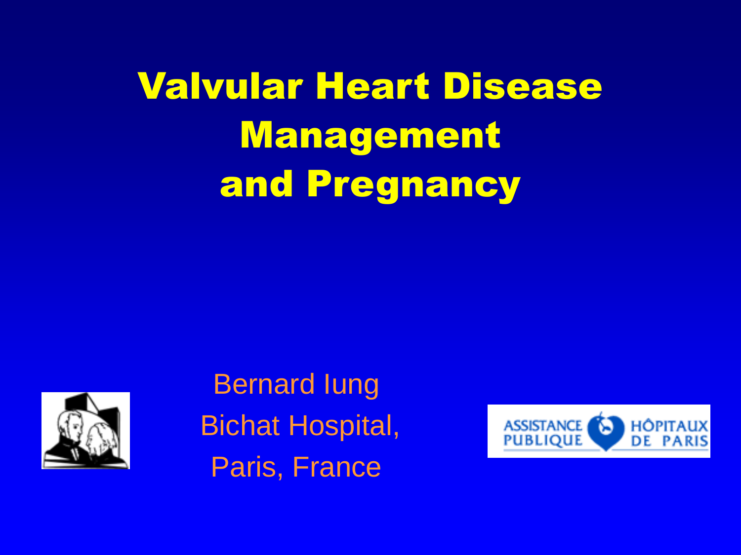# Valvular Heart Disease Management and Pregnancy

Bernard Iung

Bichat Hospital,

Paris, France

ASSISTANCE PUBLIQUE HÔPITAUX DE PARIS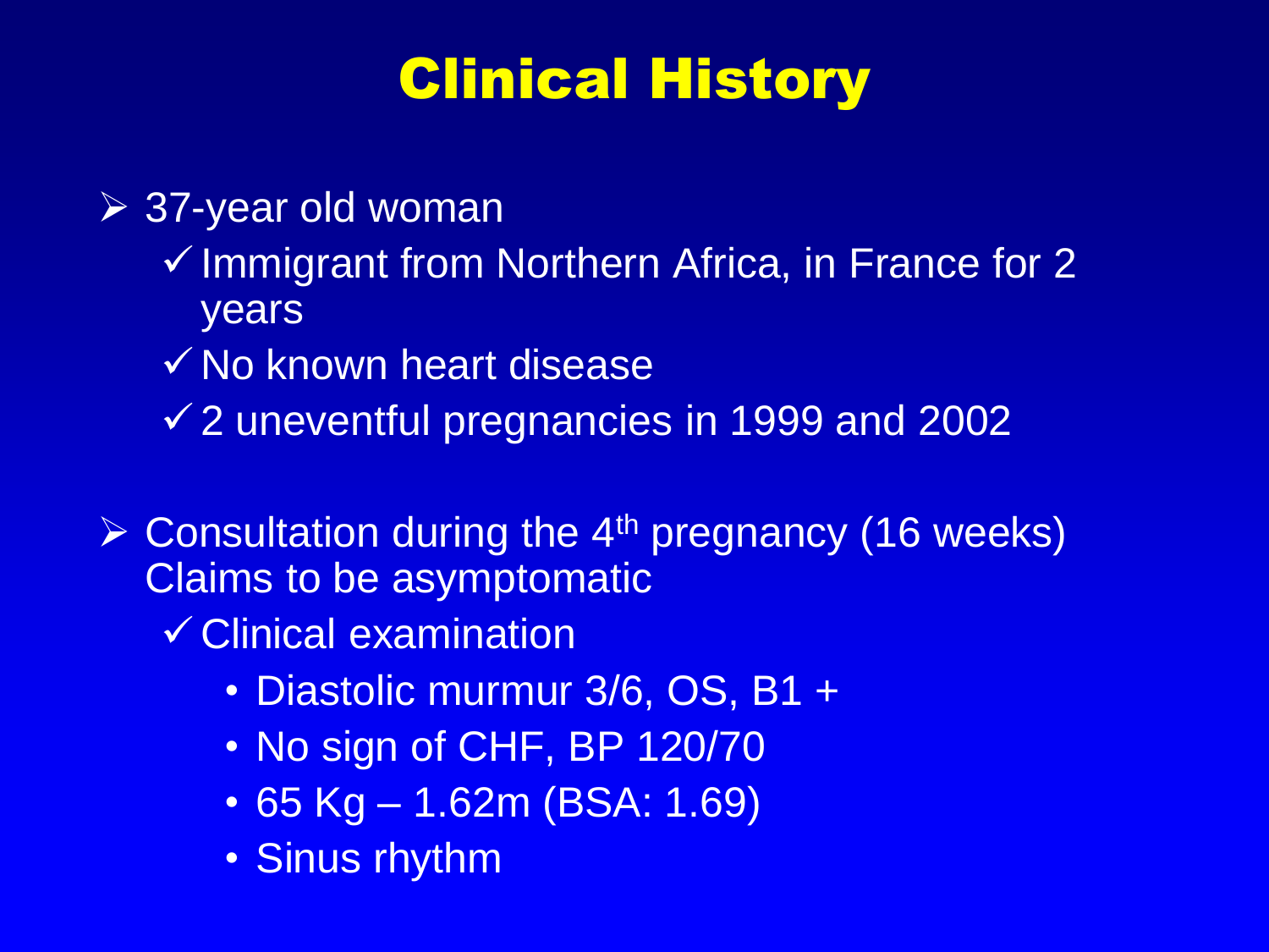# Clinical History

- 37-year old woman
  - Immigrant from Northern Africa, in France for 2 years
  - No known heart disease
  - 2 uneventful pregnancies in 1999 and 2002

- Consultation during the 4th pregnancy (16 weeks) Claims to be asymptomatic
  - Clinical examination
    - Diastolic murmur 3/6, OS, B1 +
    - No sign of CHF, BP 120/70
    - 65 Kg – 1.62m (BSA: 1.69)
    - Sinus rhythm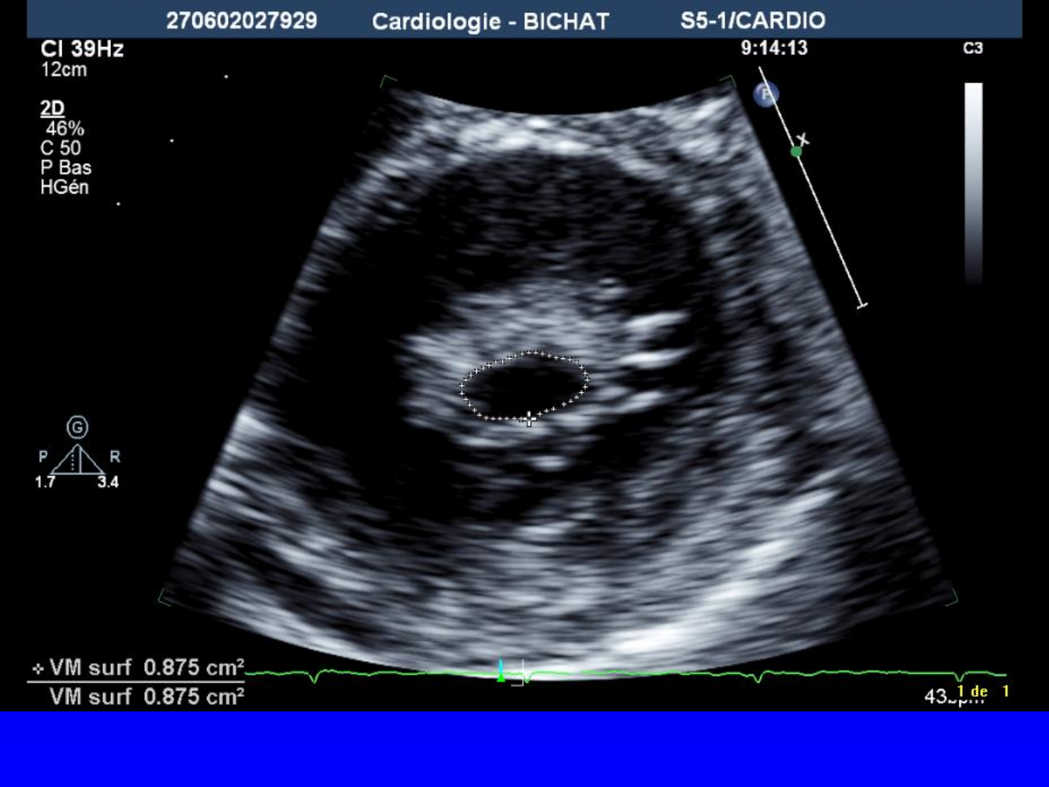270602027929 Cardiologie - BICHAT S5-1/CARDIO

9:14:13

CI 39Hz
12cm

2D
46%
C 50
P Bas
HGén

C3

G
P R
1.7 3.4

VM surf 0.875 cm²
VM surf 0.875 cm²

43 bpm

1 de 1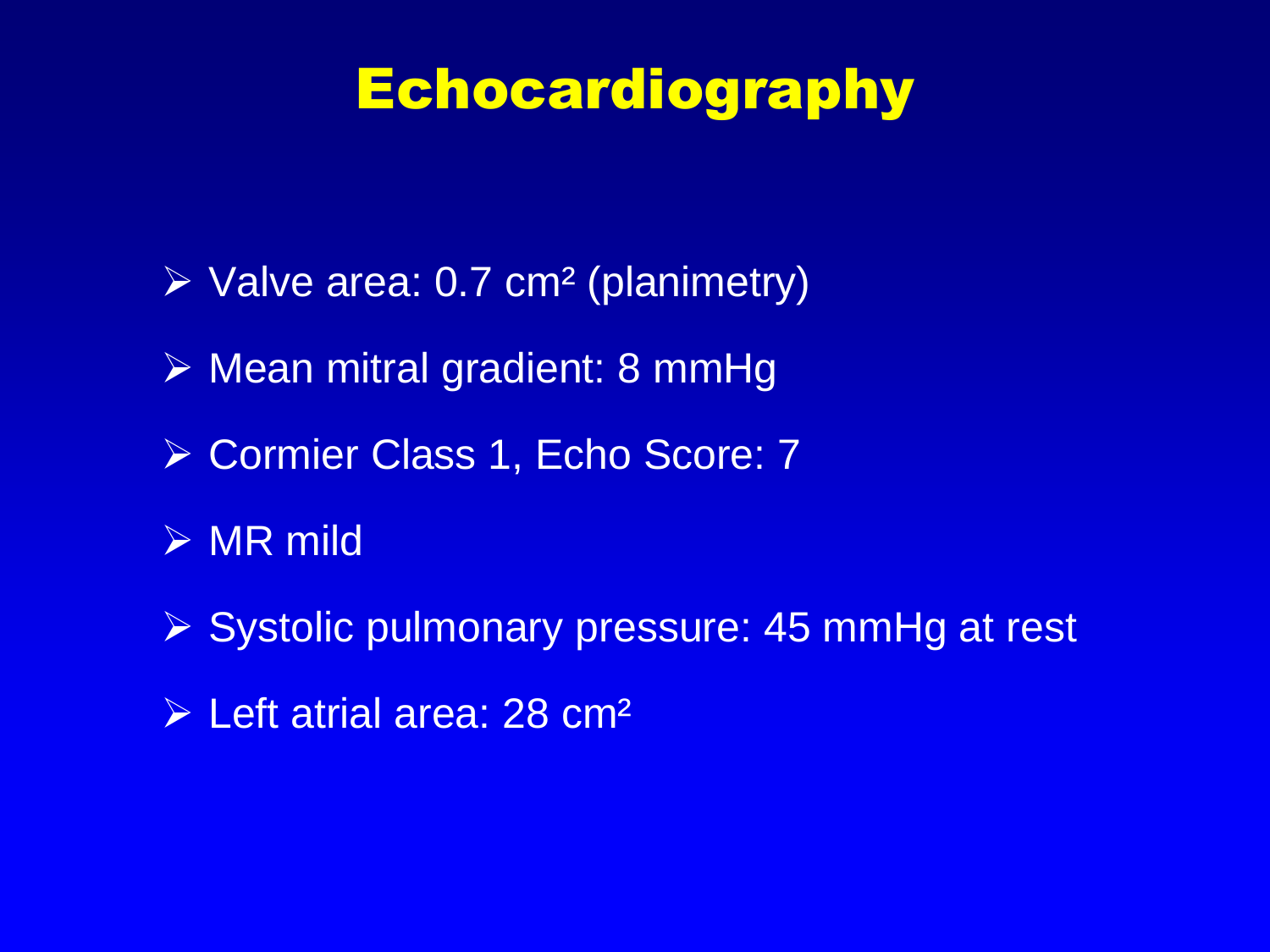# Echocardiography

- Valve area: 0.7 $cm^2$ (planimetry)
- Mean mitral gradient: 8 mmHg
- Cormier Class 1, Echo Score: 7
- MR mild
- Systolic pulmonary pressure: 45 mmHg at rest
- Left atrial area: 28 $cm^2$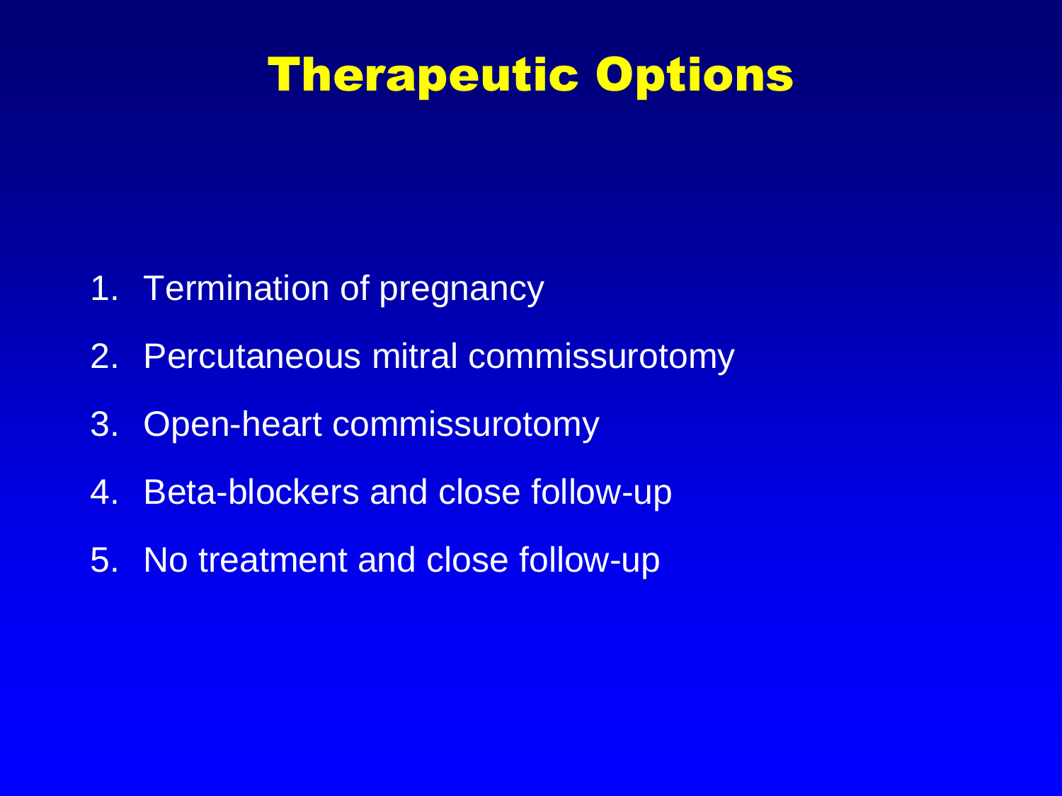# Therapeutic Options

1. Termination of pregnancy
2. Percutaneous mitral commissurotomy
3. Open-heart commissurotomy
4. Beta-blockers and close follow-up
5. No treatment and close follow-up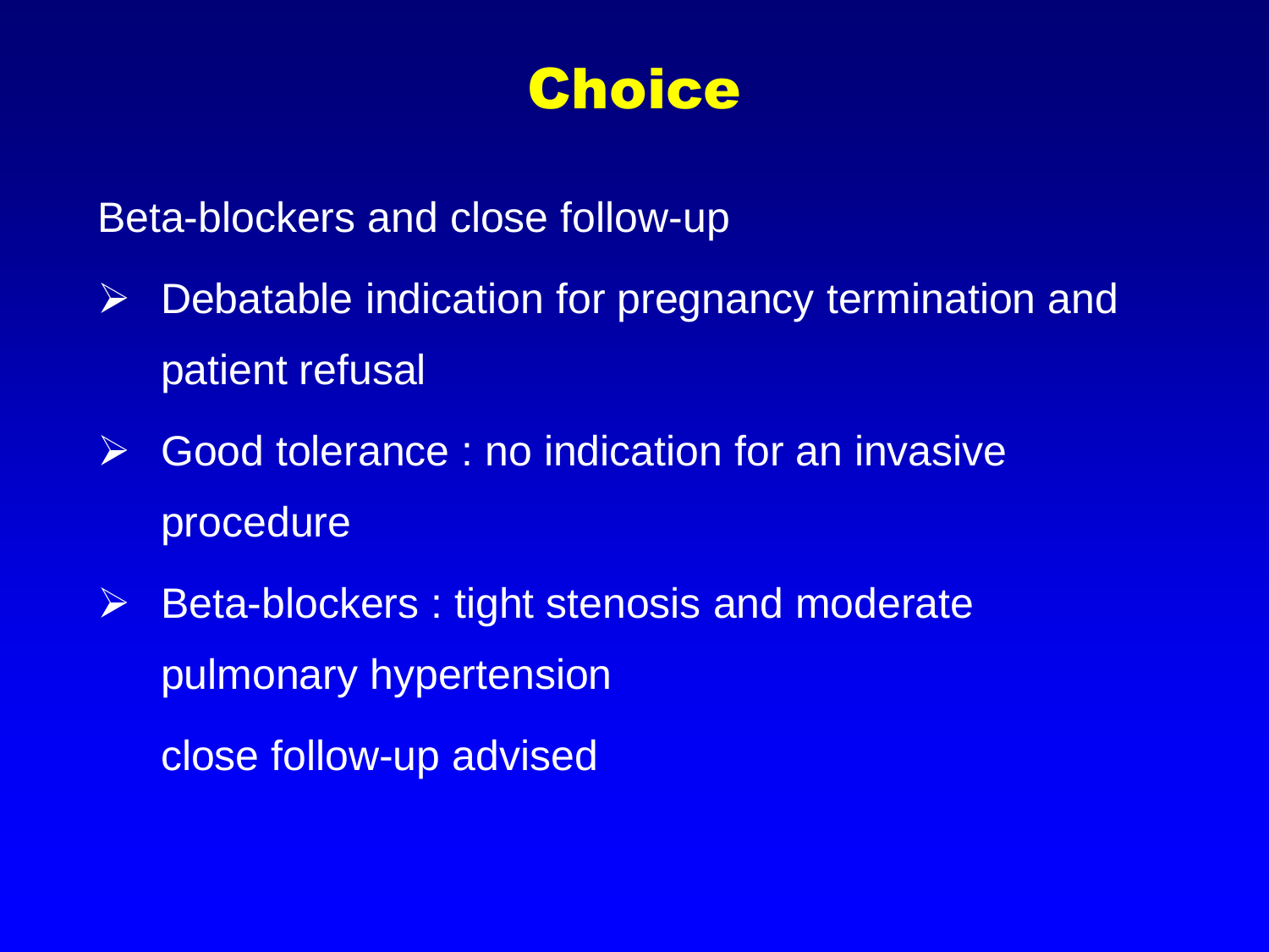# Choice

Beta-blockers and close follow-up

- Debatable indication for pregnancy termination and patient refusal
- Good tolerance : no indication for an invasive procedure
- Beta-blockers : tight stenosis and moderate pulmonary hypertension

  close follow-up advised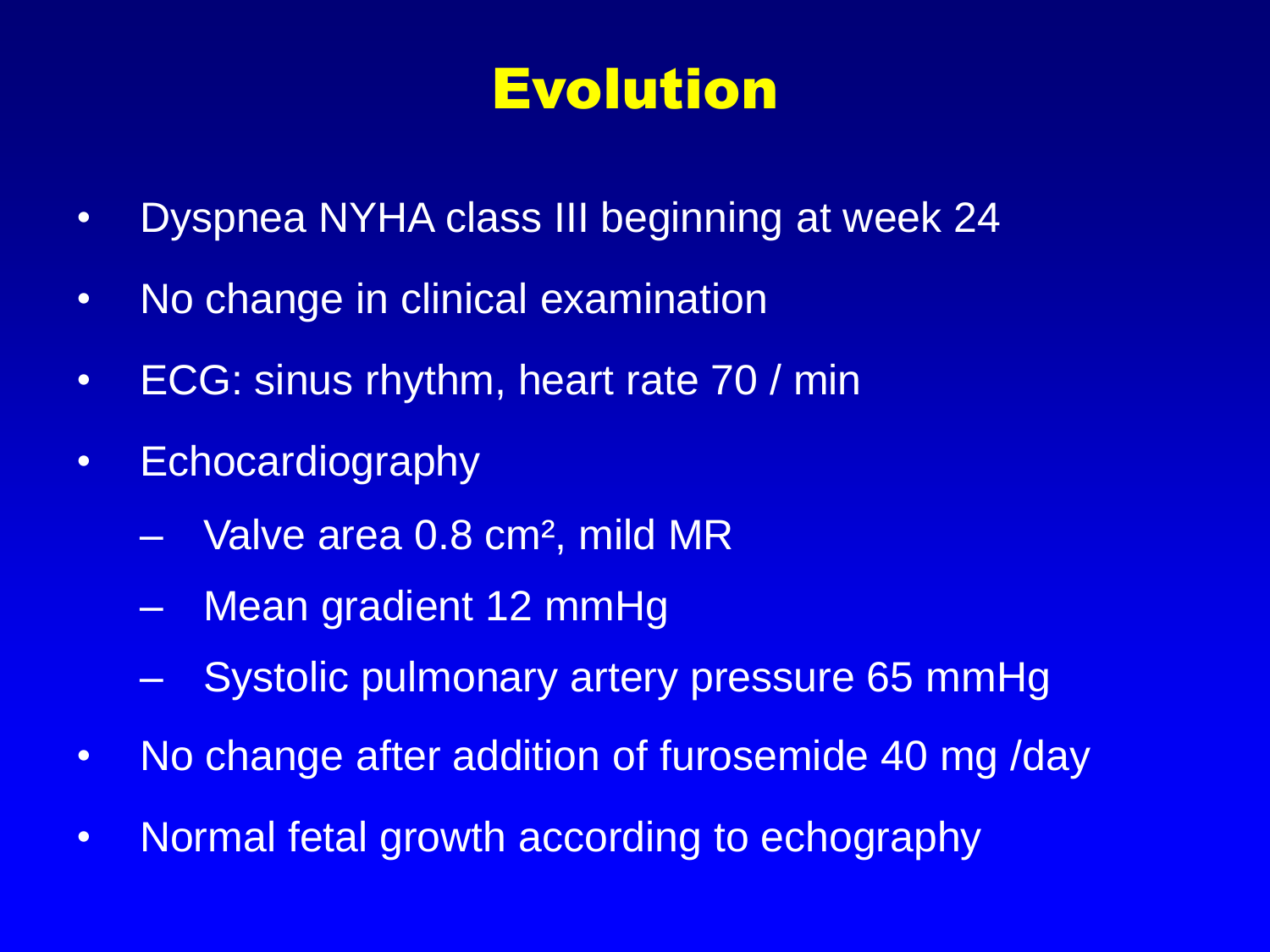# Evolution

- Dyspnea NYHA class III beginning at week 24
- No change in clinical examination
- ECG: sinus rhythm, heart rate 70 / min
- Echocardiography
  - Valve area 0.8 $cm^2$, mild MR
  - Mean gradient 12 mmHg
  - Systolic pulmonary artery pressure 65 mmHg
- No change after addition of furosemide 40 mg /day
- Normal fetal growth according to echography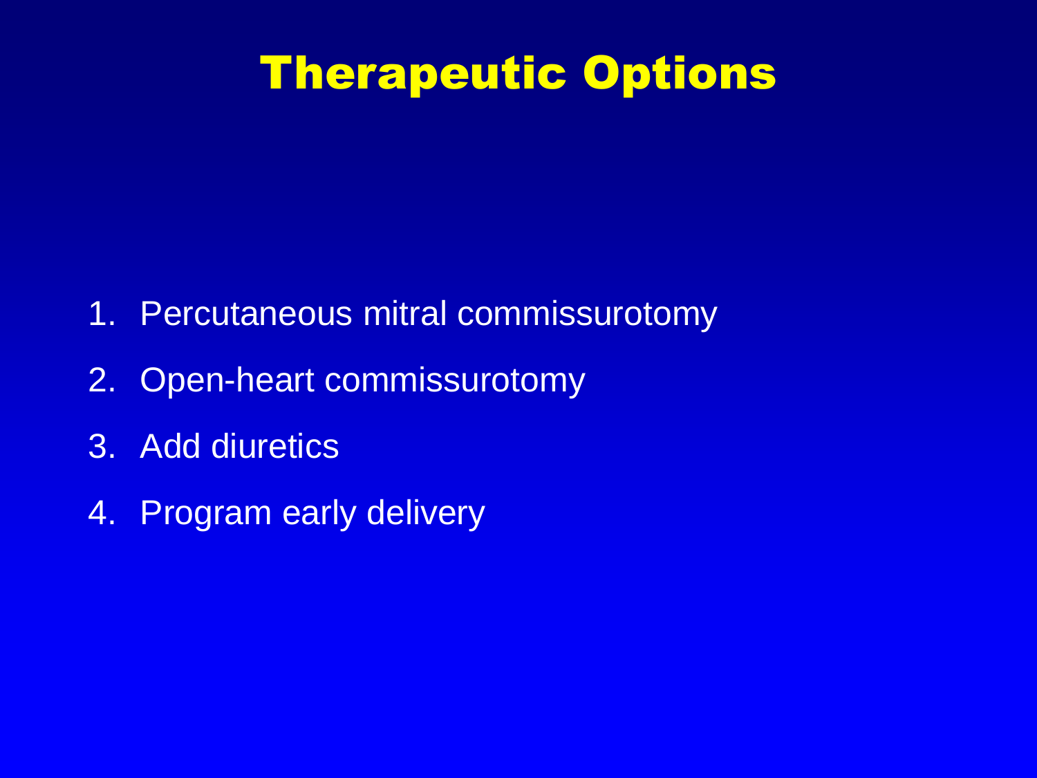# Therapeutic Options

1. Percutaneous mitral commissurotomy
2. Open-heart commissurotomy
3. Add diuretics
4. Program early delivery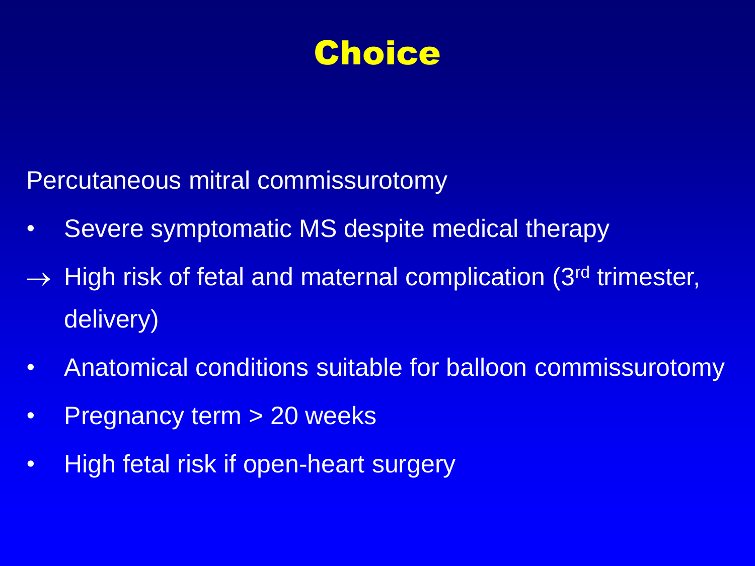# Choice

Percutaneous mitral commissurotomy

- Severe symptomatic MS despite medical therapy

→ High risk of fetal and maternal complication (3rd trimester, delivery)

- Anatomical conditions suitable for balloon commissurotomy
- Pregnancy term > 20 weeks
- High fetal risk if open-heart surgery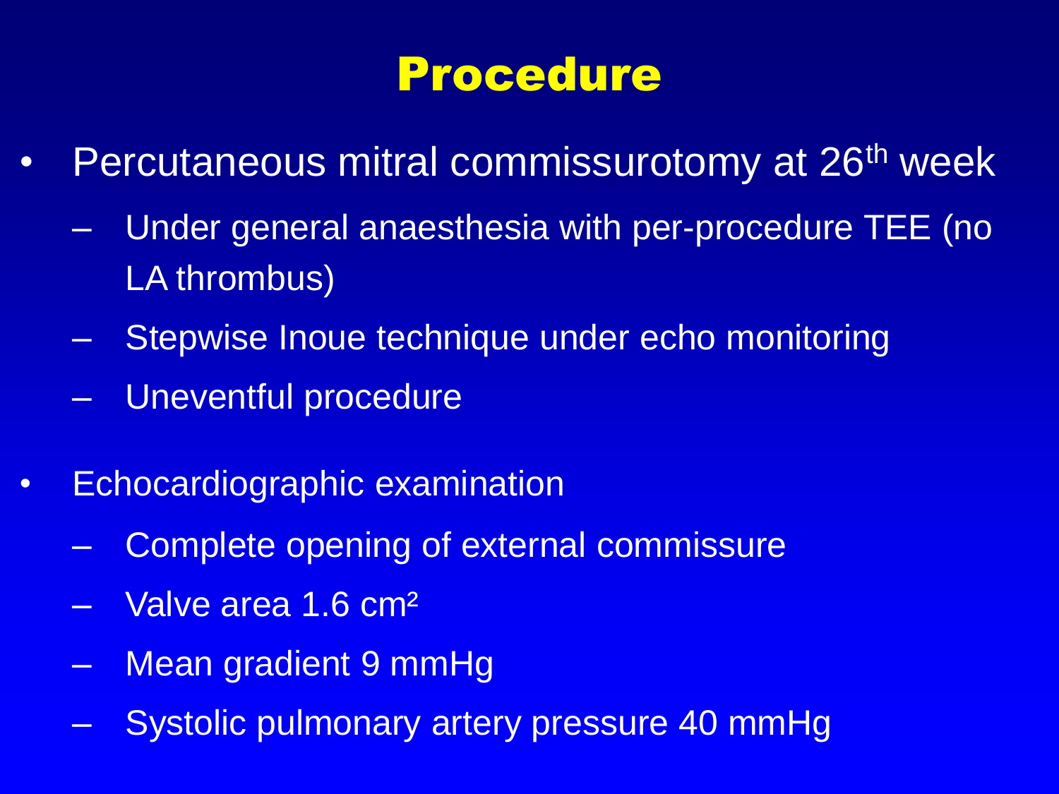# Procedure

- Percutaneous mitral commissurotomy at 26th week
  - Under general anaesthesia with per-procedure TEE (no LA thrombus)
  - Stepwise Inoue technique under echo monitoring
  - Uneventful procedure
- Echocardiographic examination
  - Complete opening of external commissure
  - Valve area 1.6 $cm^2$
  - Mean gradient 9 mmHg
  - Systolic pulmonary artery pressure 40 mmHg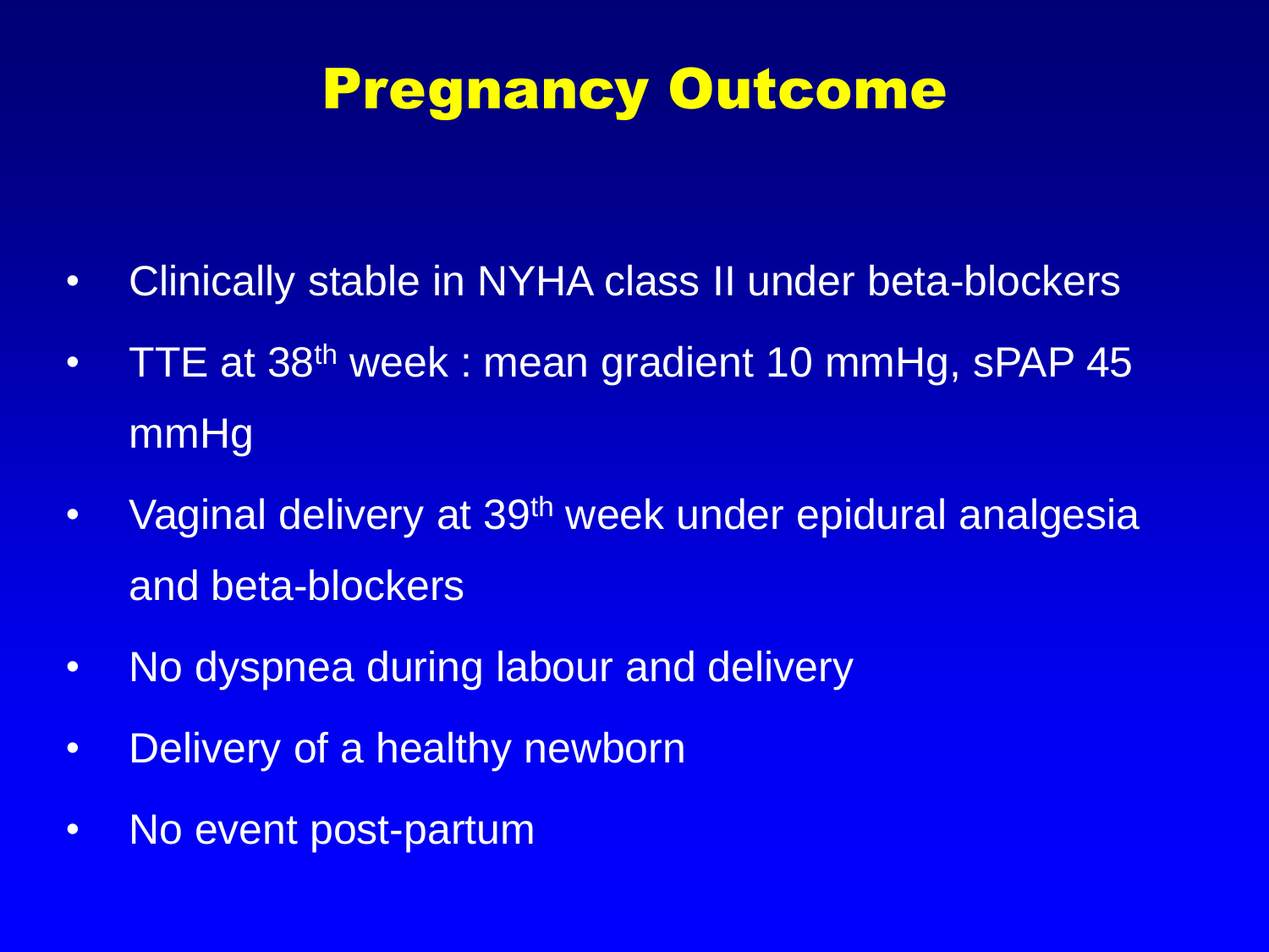# Pregnancy Outcome

- Clinically stable in NYHA class II under beta-blockers
- TTE at 38$^{th}$ week : mean gradient 10 mmHg, sPAP 45 mmHg
- Vaginal delivery at 39$^{th}$ week under epidural analgesia and beta-blockers
- No dyspnea during labour and delivery
- Delivery of a healthy newborn
- No event post-partum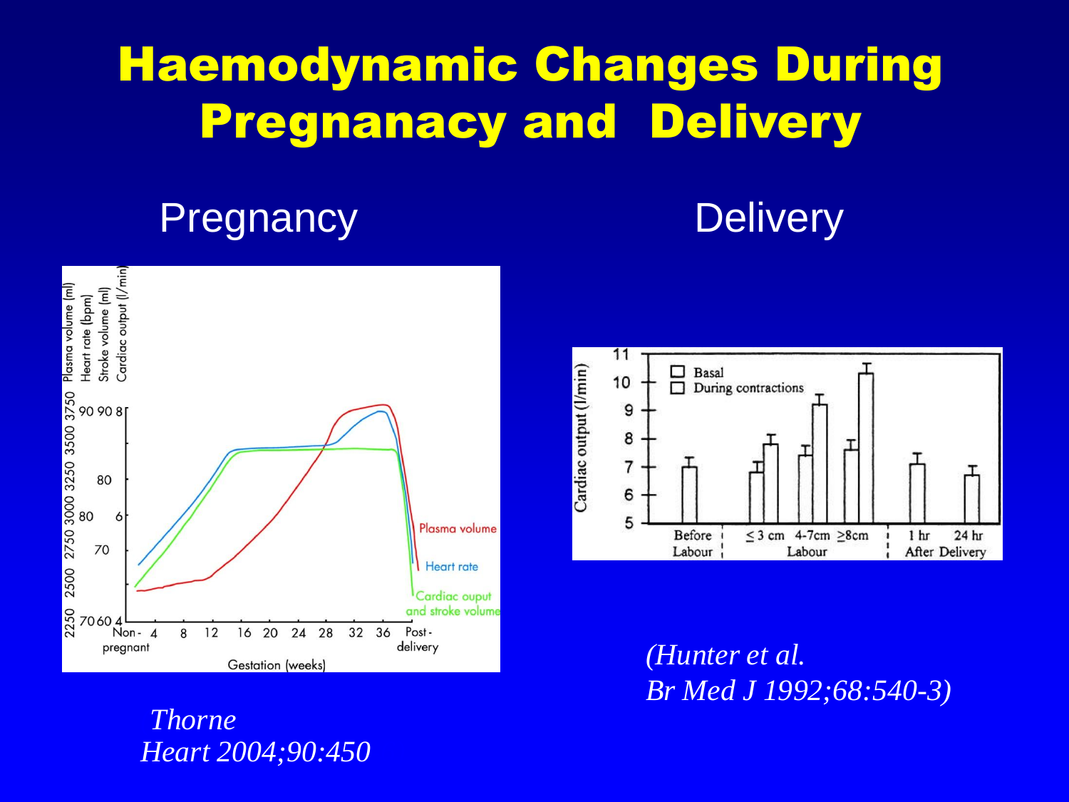# Haemodynamic Changes During Pregnanacy and Delivery

## Pregnancy

*Thorne*
*Heart 2004;90:450*

## Delivery

*(Hunter et al.*
*Br Med J 1992;68:540-3)*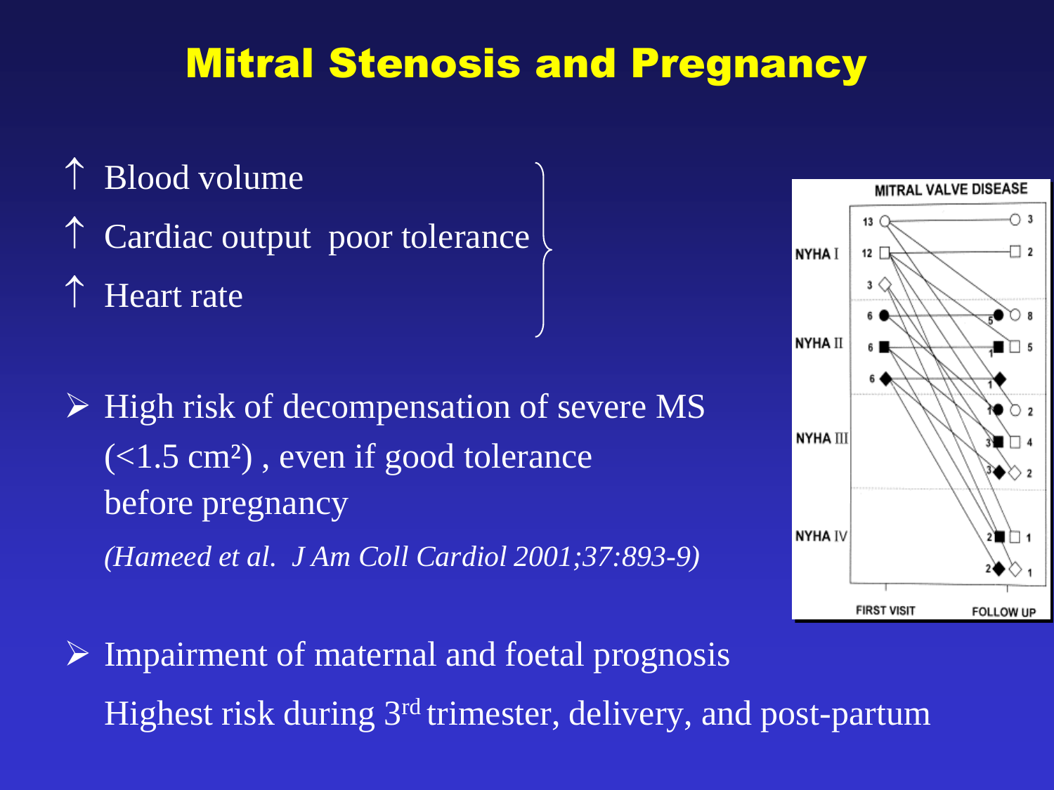# Mitral Stenosis and Pregnancy

↑ Blood volume
↑ Cardiac output  poor tolerance
↑ Heart rate

- High risk of decompensation of severe MS ($<1.5$ cm²) , even if good tolerance before pregnancy

  *(Hameed et al. J Am Coll Cardiol 2001;37:893-9)*

- Impairment of maternal and foetal prognosis

  Highest risk during 3rd trimester, delivery, and post-partum

MITRAL VALVE DISEASE

NYHA I
NYHA II
NYHA III
NYHA IV

FIRST VISIT    FOLLOW UP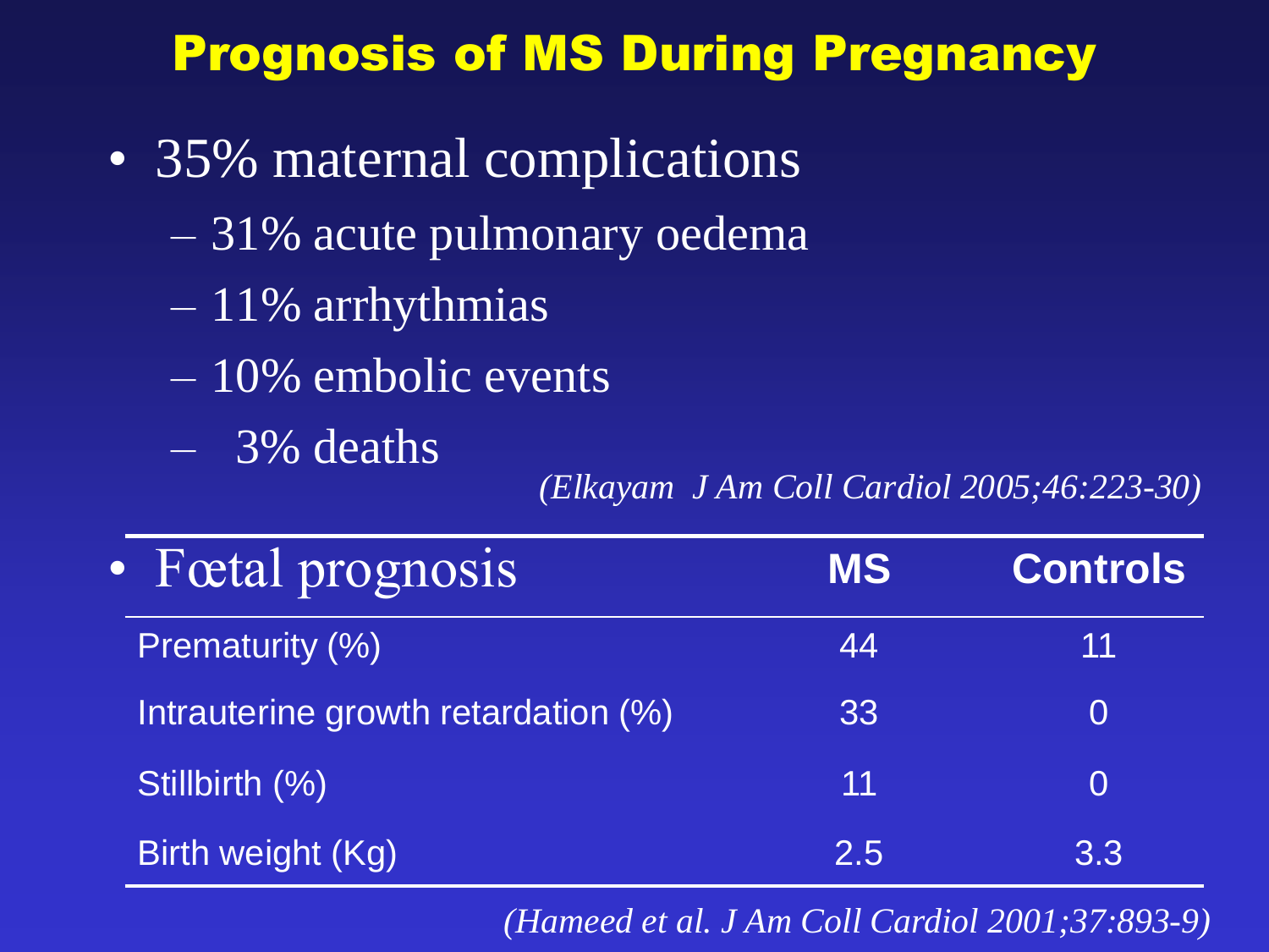# Prognosis of MS During Pregnancy

- 35% maternal complications
  - 31% acute pulmonary oedema
  - 11% arrhythmias
  - 10% embolic events
  - 3% deaths

*(Elkayam J Am Coll Cardiol 2005;46:223-30)*

- Fœtal prognosis

| | MS | Controls |
|---|---|---|
| Prematurity (%) | 44 | 11 |
| Intrauterine growth retardation (%) | 33 | 0 |
| Stillbirth (%) | 11 | 0 |
| Birth weight (Kg) | 2.5 | 3.3 |

*(Hameed et al. J Am Coll Cardiol 2001;37:893-9)*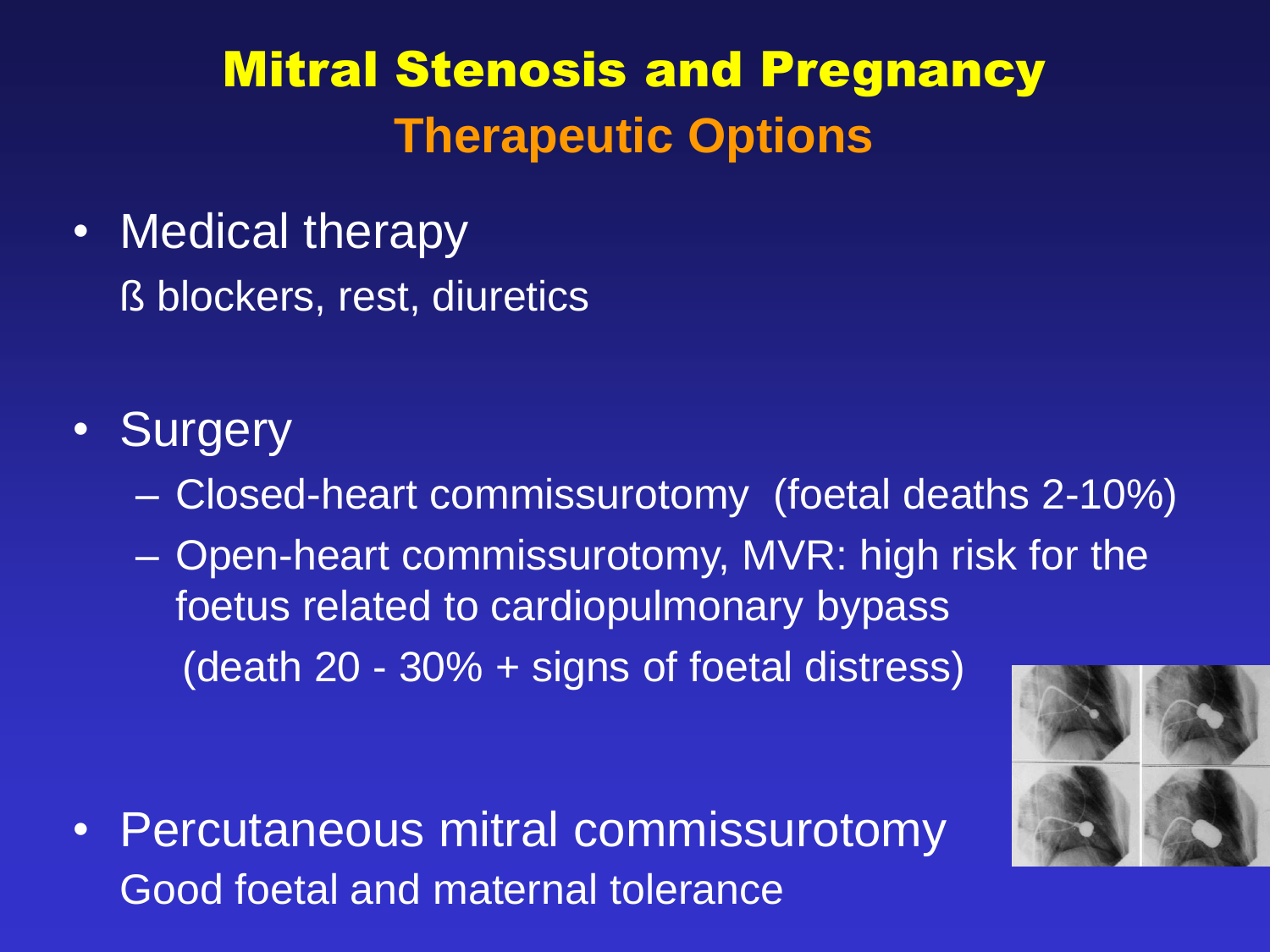# Mitral Stenosis and Pregnancy

## Therapeutic Options

- Medical therapy
  ß blockers, rest, diuretics

- Surgery
  - Closed-heart commissurotomy (foetal deaths 2-10%)
  - Open-heart commissurotomy, MVR: high risk for the foetus related to cardiopulmonary bypass
    (death 20 - 30% + signs of foetal distress)

- Percutaneous mitral commissurotomy
  Good foetal and maternal tolerance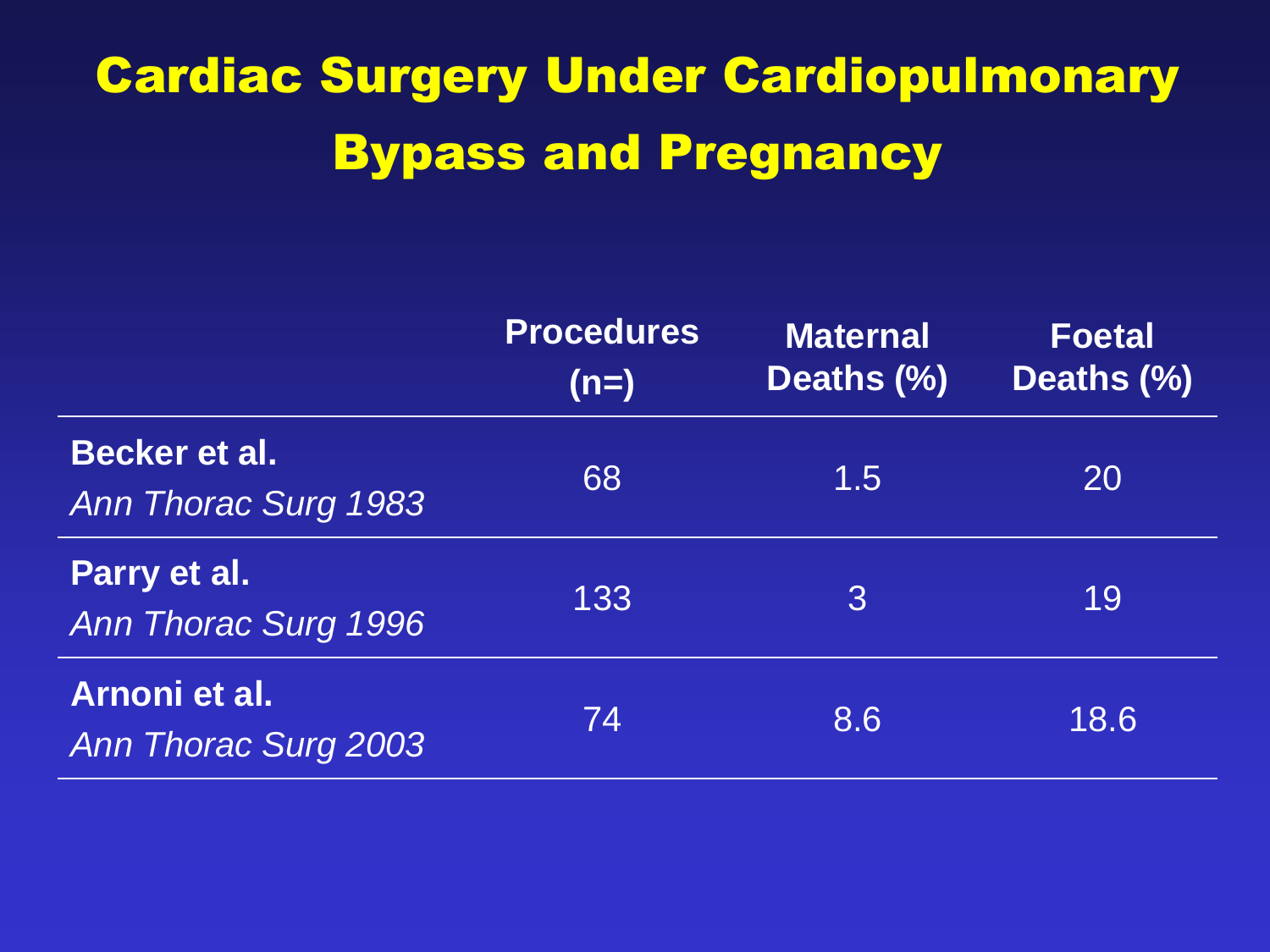# Cardiac Surgery Under Cardiopulmonary Bypass and Pregnancy

| | Procedures (n=) | Maternal Deaths (%) | Foetal Deaths (%) |
|---|---|---|---|
| **Becker et al.** *Ann Thorac Surg 1983* | 68 | 1.5 | 20 |
| **Parry et al.** *Ann Thorac Surg 1996* | 133 | 3 | 19 |
| **Arnoni et al.** *Ann Thorac Surg 2003* | 74 | 8.6 | 18.6 |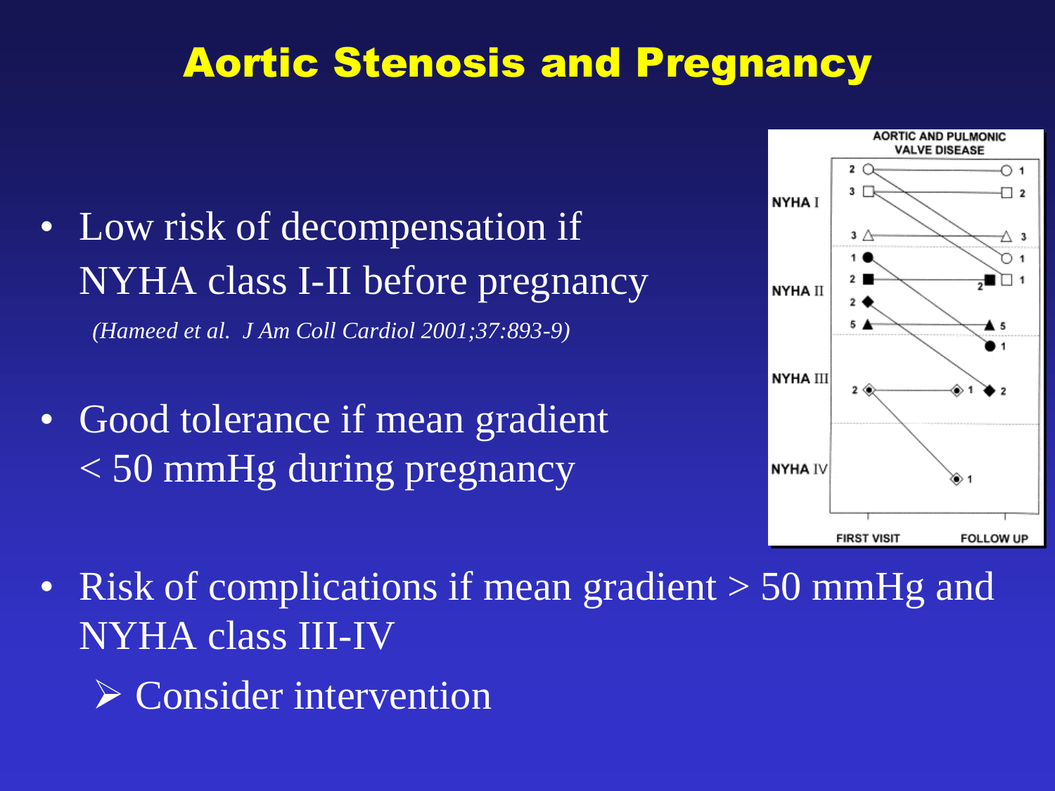# Aortic Stenosis and Pregnancy

- Low risk of decompensation if NYHA class I-II before pregnancy
  *(Hameed et al. J Am Coll Cardiol 2001;37:893-9)*

- Good tolerance if mean gradient < 50 mmHg during pregnancy

- Risk of complications if mean gradient > 50 mmHg and NYHA class III-IV
  - ➢ Consider intervention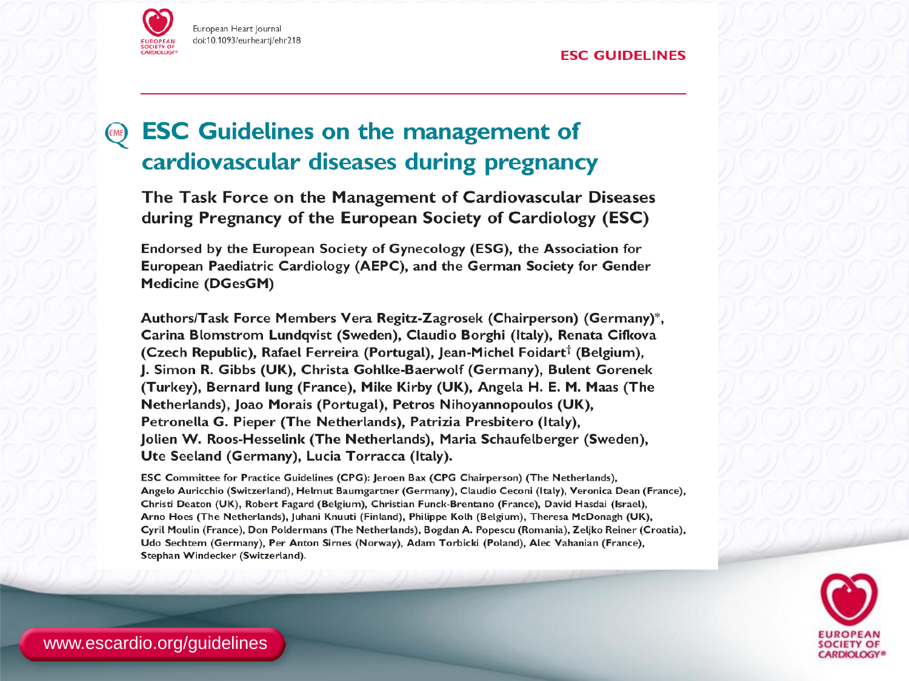European Heart Journal
doi:10.1093/eurheartj/ehr218

ESC GUIDELINES

# ESC Guidelines on the management of cardiovascular diseases during pregnancy

## The Task Force on the Management of Cardiovascular Diseases during Pregnancy of the European Society of Cardiology (ESC)

**Endorsed by the European Society of Gynecology (ESG), the Association for European Paediatric Cardiology (AEPC), and the German Society for Gender Medicine (DGesGM)**

**Authors/Task Force Members Vera Regitz-Zagrosek (Chairperson) (Germany)*, Carina Blomstrom Lundqvist (Sweden), Claudio Borghi (Italy), Renata Cifkova (Czech Republic), Rafael Ferreira (Portugal), Jean-Michel Foidart† (Belgium), J. Simon R. Gibbs (UK), Christa Gohlke-Baerwolf (Germany), Bulent Gorenek (Turkey), Bernard Iung (France), Mike Kirby (UK), Angela H. E. M. Maas (The Netherlands), Joao Morais (Portugal), Petros Nihoyannopoulos (UK), Petronella G. Pieper (The Netherlands), Patrizia Presbitero (Italy), Jolien W. Roos-Hesselink (The Netherlands), Maria Schaufelberger (Sweden), Ute Seeland (Germany), Lucia Torracca (Italy).**

ESC Committee for Practice Guidelines (CPG): Jeroen Bax (CPG Chairperson) (The Netherlands), Angelo Auricchio (Switzerland), Helmut Baumgartner (Germany), Claudio Ceconi (Italy), Veronica Dean (France), Christi Deaton (UK), Robert Fagard (Belgium), Christian Funck-Brentano (France), David Hasdai (Israel), Arno Hoes (The Netherlands), Juhani Knuuti (Finland), Philippe Kolh (Belgium), Theresa McDonagh (UK), Cyril Moulin (France), Don Poldermans (The Netherlands), Bogdan A. Popescu (Romania), Zeljko Reiner (Croatia), Udo Sechtem (Germany), Per Anton Sirnes (Norway), Adam Torbicki (Poland), Alec Vahanian (France), Stephan Windecker (Switzerland).

www.escardio.org/guidelines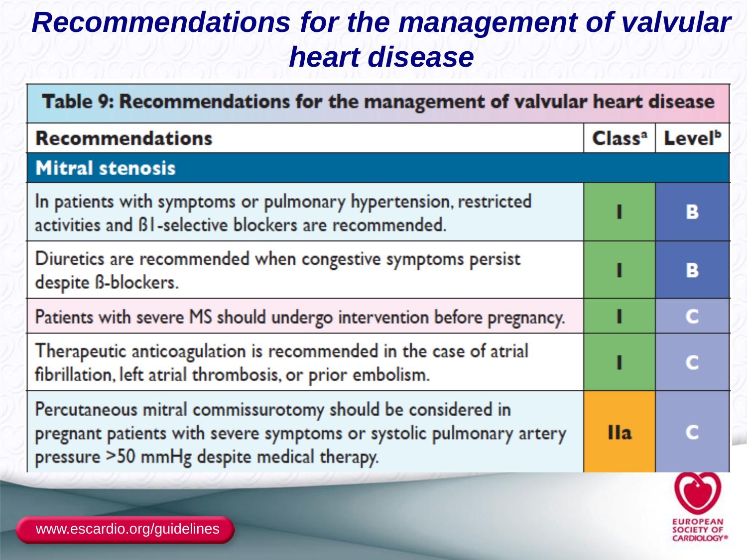# Recommendations for the management of valvular heart disease

| Table 9: Recommendations for the management of valvular heart disease | | |
|---|---|---|
| **Recommendations** | **Class[a]** | **Level[b]** |
| **Mitral stenosis** | | |
| In patients with symptoms or pulmonary hypertension, restricted activities and β1-selective blockers are recommended. | I | B |
| Diuretics are recommended when congestive symptoms persist despite β-blockers. | I | B |
| Patients with severe MS should undergo intervention before pregnancy. | I | C |
| Therapeutic anticoagulation is recommended in the case of atrial fibrillation, left atrial thrombosis, or prior embolism. | I | C |
| Percutaneous mitral commissurotomy should be considered in pregnant patients with severe symptoms or systolic pulmonary artery pressure >50 mmHg despite medical therapy. | IIa | C |

www.escardio.org/guidelines

EUROPEAN SOCIETY OF CARDIOLOGY®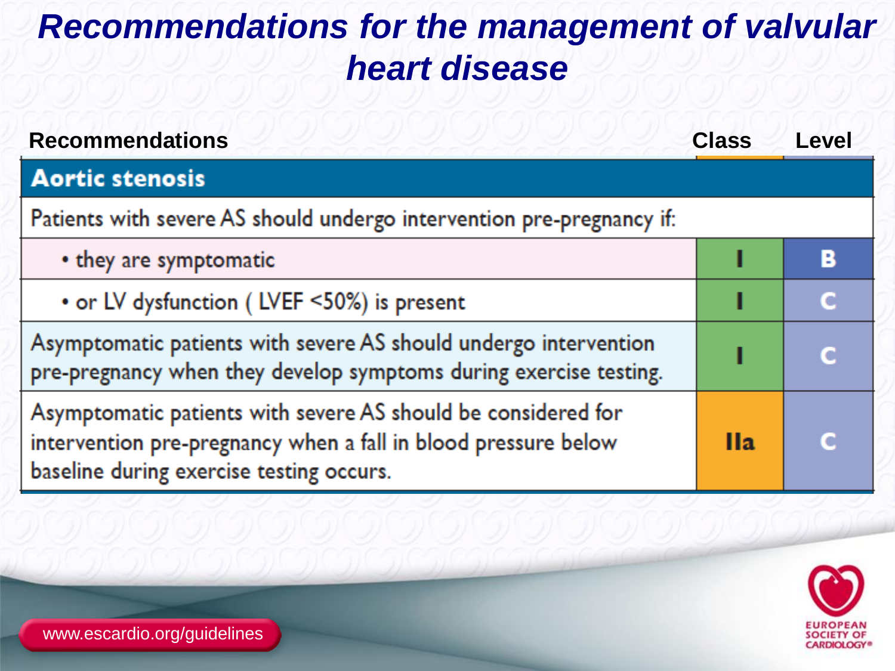# Recommendations for the management of valvular heart disease

| Recommendations | Class | Level |
|---|---|---|
| **Aortic stenosis** | | |
| Patients with severe AS should undergo intervention pre-pregnancy if: | | |
| • they are symptomatic | I | B |
| • or LV dysfunction ( LVEF <50%) is present | I | C |
| Asymptomatic patients with severe AS should undergo intervention pre-pregnancy when they develop symptoms during exercise testing. | I | C |
| Asymptomatic patients with severe AS should be considered for intervention pre-pregnancy when a fall in blood pressure below baseline during exercise testing occurs. | IIa | C |

www.escardio.org/guidelines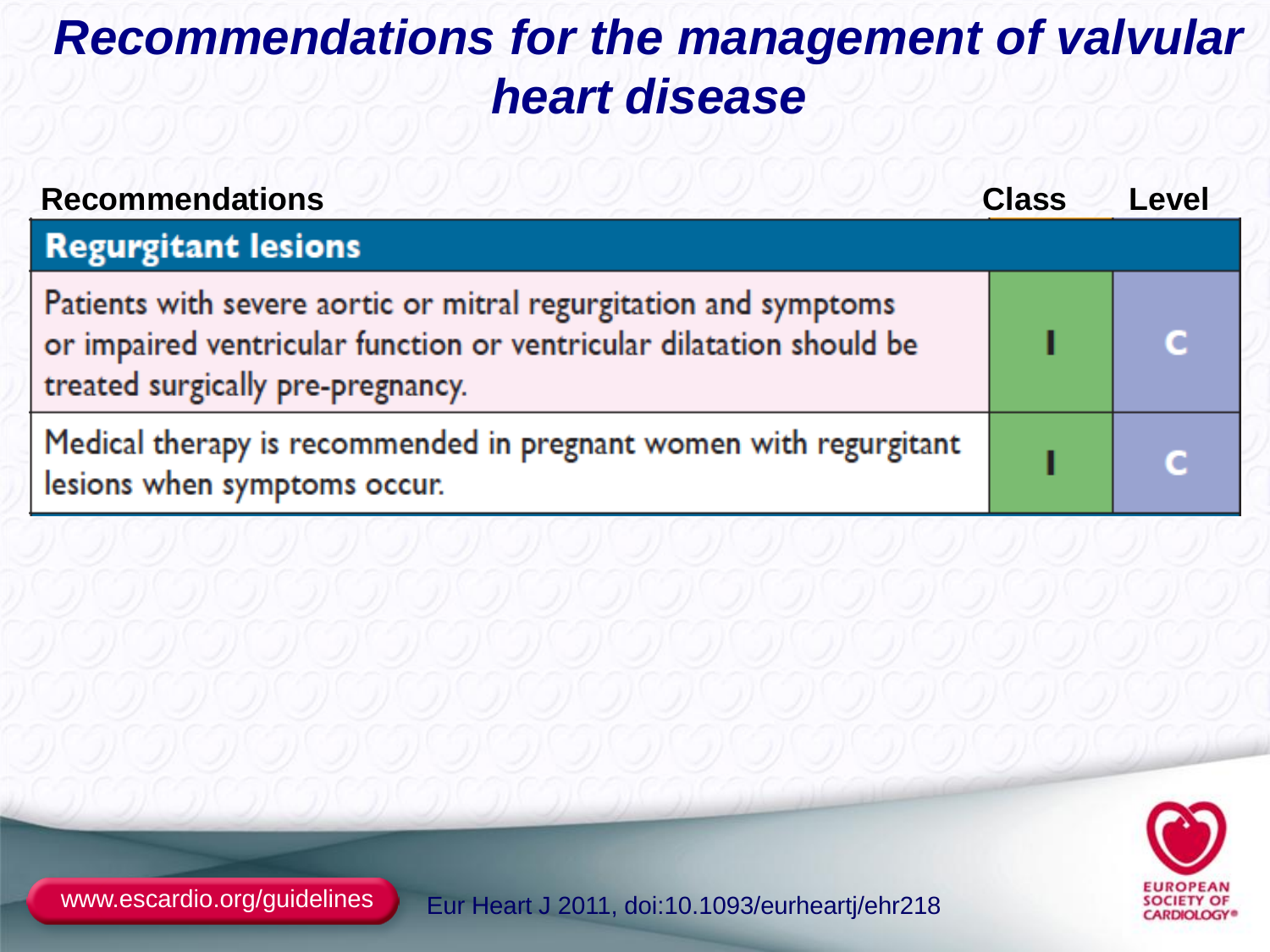# Recommendations for the management of valvular heart disease

| Recommendations | Class | Level |
|---|---|---|
| **Regurgitant lesions** | | |
| Patients with severe aortic or mitral regurgitation and symptoms or impaired ventricular function or ventricular dilatation should be treated surgically pre-pregnancy. | I | C |
| Medical therapy is recommended in pregnant women with regurgitant lesions when symptoms occur. | I | C |

www.escardio.org/guidelines

Eur Heart J 2011, doi:10.1093/eurheartj/ehr218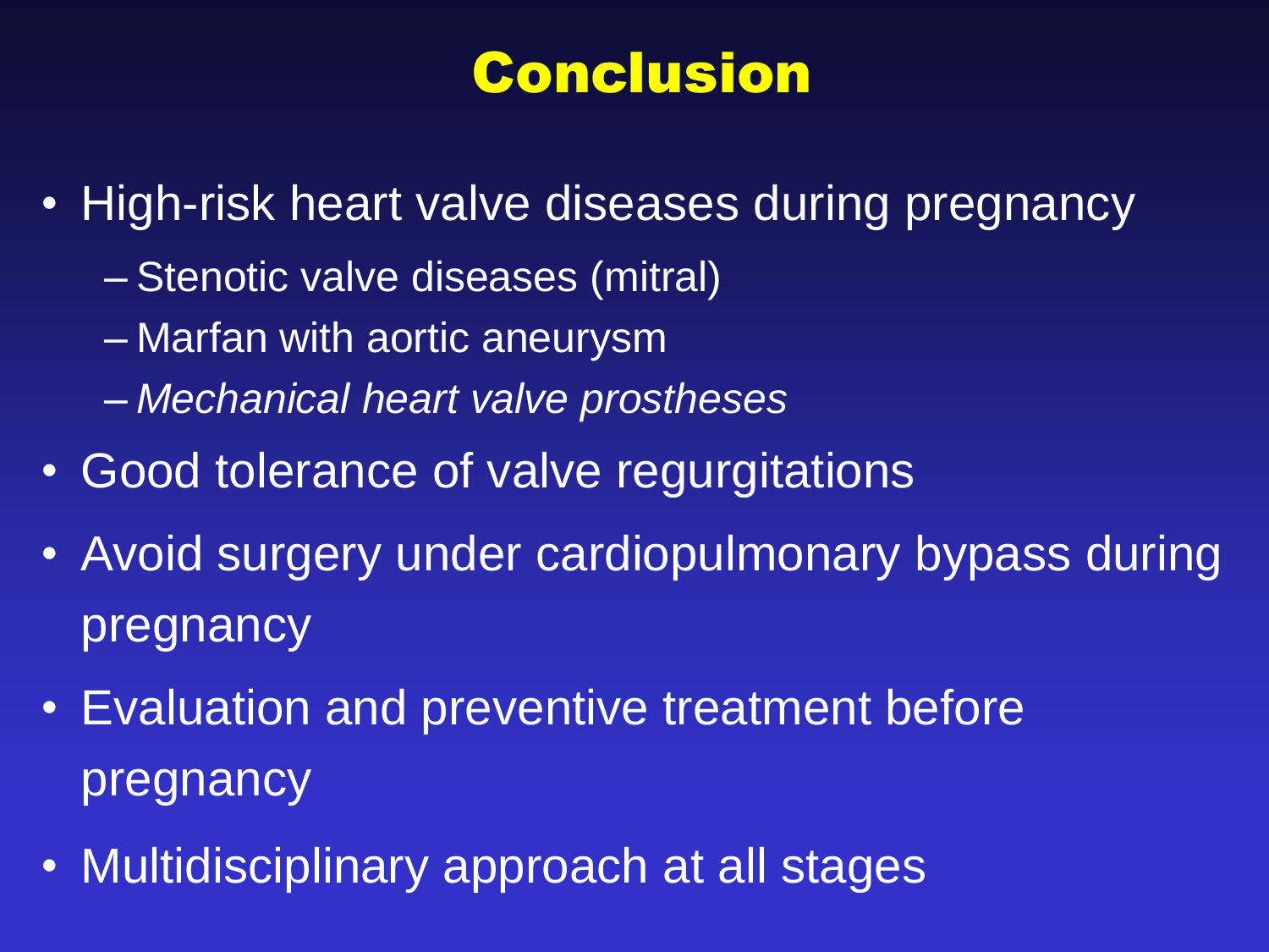# Conclusion

- High-risk heart valve diseases during pregnancy
  - Stenotic valve diseases (mitral)
  - Marfan with aortic aneurysm
  - *Mechanical heart valve prostheses*
- Good tolerance of valve regurgitations
- Avoid surgery under cardiopulmonary bypass during pregnancy
- Evaluation and preventive treatment before pregnancy
- Multidisciplinary approach at all stages